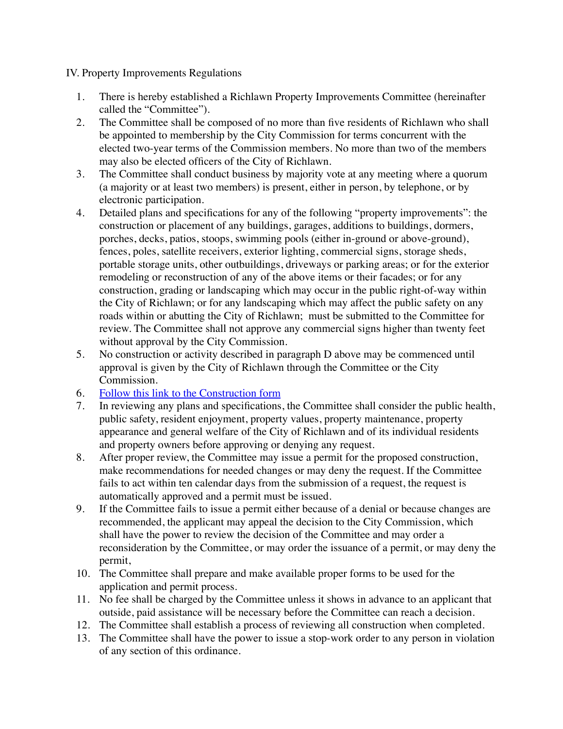IV. Property Improvements Regulations

1. There is hereby established a Richlawn Property Improvements Committee (hereinafter called the "Committee").
2. The Committee shall be composed of no more than five residents of Richlawn who shall be appointed to membership by the City Commission for terms concurrent with the elected two-year terms of the Commission members. No more than two of the members may also be elected officers of the City of Richlawn.
3. The Committee shall conduct business by majority vote at any meeting where a quorum (a majority or at least two members) is present, either in person, by telephone, or by electronic participation.
4. Detailed plans and specifications for any of the following "property improvements": the construction or placement of any buildings, garages, additions to buildings, dormers, porches, decks, patios, stoops, swimming pools (either in-ground or above-ground), fences, poles, satellite receivers, exterior lighting, commercial signs, storage sheds, portable storage units, other outbuildings, driveways or parking areas; or for the exterior remodeling or reconstruction of any of the above items or their facades; or for any construction, grading or landscaping which may occur in the public right-of-way within the City of Richlawn; or for any landscaping which may affect the public safety on any roads within or abutting the City of Richlawn; must be submitted to the Committee for review. The Committee shall not approve any commercial signs higher than twenty feet without approval by the City Commission.
5. No construction or activity described in paragraph D above may be commenced until approval is given by the City of Richlawn through the Committee or the City Commission.
6. Follow this link to the Construction form
7. In reviewing any plans and specifications, the Committee shall consider the public health, public safety, resident enjoyment, property values, property maintenance, property appearance and general welfare of the City of Richlawn and of its individual residents and property owners before approving or denying any request.
8. After proper review, the Committee may issue a permit for the proposed construction, make recommendations for needed changes or may deny the request. If the Committee fails to act within ten calendar days from the submission of a request, the request is automatically approved and a permit must be issued.
9. If the Committee fails to issue a permit either because of a denial or because changes are recommended, the applicant may appeal the decision to the City Commission, which shall have the power to review the decision of the Committee and may order a reconsideration by the Committee, or may order the issuance of a permit, or may deny the permit,
10. The Committee shall prepare and make available proper forms to be used for the application and permit process.
11. No fee shall be charged by the Committee unless it shows in advance to an applicant that outside, paid assistance will be necessary before the Committee can reach a decision.
12. The Committee shall establish a process of reviewing all construction when completed.
13. The Committee shall have the power to issue a stop-work order to any person in violation of any section of this ordinance.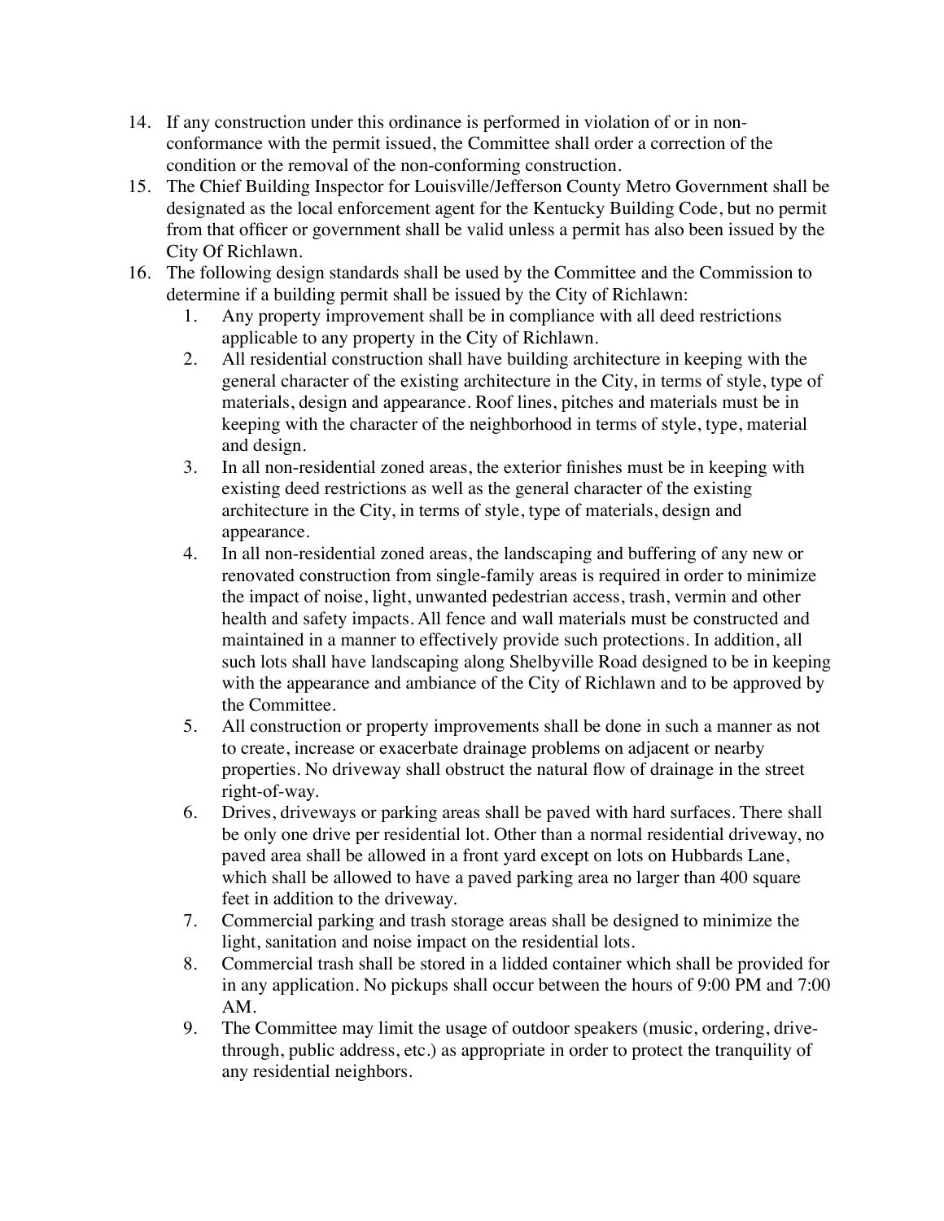14. If any construction under this ordinance is performed in violation of or in non-conformance with the permit issued, the Committee shall order a correction of the condition or the removal of the non-conforming construction.
15. The Chief Building Inspector for Louisville/Jefferson County Metro Government shall be designated as the local enforcement agent for the Kentucky Building Code, but no permit from that officer or government shall be valid unless a permit has also been issued by the City Of Richlawn.
16. The following design standards shall be used by the Committee and the Commission to determine if a building permit shall be issued by the City of Richlawn:
    1. Any property improvement shall be in compliance with all deed restrictions applicable to any property in the City of Richlawn.
    2. All residential construction shall have building architecture in keeping with the general character of the existing architecture in the City, in terms of style, type of materials, design and appearance. Roof lines, pitches and materials must be in keeping with the character of the neighborhood in terms of style, type, material and design.
    3. In all non-residential zoned areas, the exterior finishes must be in keeping with existing deed restrictions as well as the general character of the existing architecture in the City, in terms of style, type of materials, design and appearance.
    4. In all non-residential zoned areas, the landscaping and buffering of any new or renovated construction from single-family areas is required in order to minimize the impact of noise, light, unwanted pedestrian access, trash, vermin and other health and safety impacts. All fence and wall materials must be constructed and maintained in a manner to effectively provide such protections. In addition, all such lots shall have landscaping along Shelbyville Road designed to be in keeping with the appearance and ambiance of the City of Richlawn and to be approved by the Committee.
    5. All construction or property improvements shall be done in such a manner as not to create, increase or exacerbate drainage problems on adjacent or nearby properties. No driveway shall obstruct the natural flow of drainage in the street right-of-way.
    6. Drives, driveways or parking areas shall be paved with hard surfaces. There shall be only one drive per residential lot. Other than a normal residential driveway, no paved area shall be allowed in a front yard except on lots on Hubbards Lane, which shall be allowed to have a paved parking area no larger than 400 square feet in addition to the driveway.
    7. Commercial parking and trash storage areas shall be designed to minimize the light, sanitation and noise impact on the residential lots.
    8. Commercial trash shall be stored in a lidded container which shall be provided for in any application. No pickups shall occur between the hours of 9:00 PM and 7:00 AM.
    9. The Committee may limit the usage of outdoor speakers (music, ordering, drive-through, public address, etc.) as appropriate in order to protect the tranquility of any residential neighbors.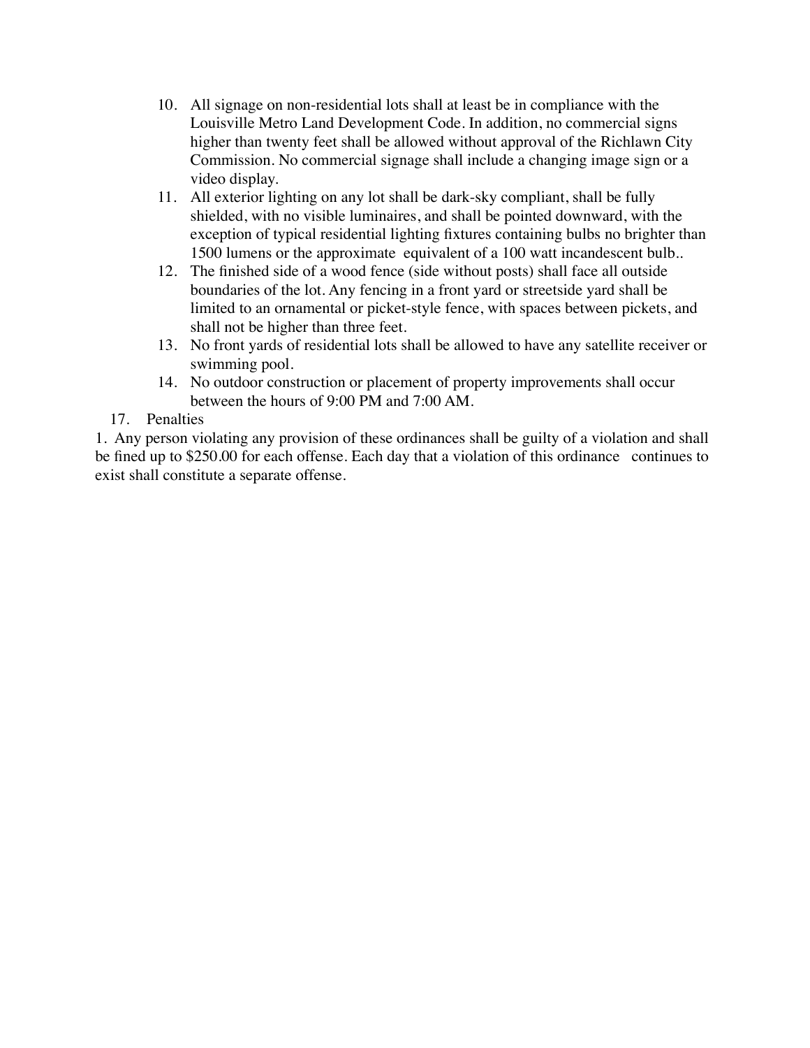10. All signage on non-residential lots shall at least be in compliance with the Louisville Metro Land Development Code. In addition, no commercial signs higher than twenty feet shall be allowed without approval of the Richlawn City Commission. No commercial signage shall include a changing image sign or a video display.
11. All exterior lighting on any lot shall be dark-sky compliant, shall be fully shielded, with no visible luminaires, and shall be pointed downward, with the exception of typical residential lighting fixtures containing bulbs no brighter than 1500 lumens or the approximate equivalent of a 100 watt incandescent bulb..
12. The finished side of a wood fence (side without posts) shall face all outside boundaries of the lot. Any fencing in a front yard or streetside yard shall be limited to an ornamental or picket-style fence, with spaces between pickets, and shall not be higher than three feet.
13. No front yards of residential lots shall be allowed to have any satellite receiver or swimming pool.
14. No outdoor construction or placement of property improvements shall occur between the hours of 9:00 PM and 7:00 AM.

17. Penalties

1. Any person violating any provision of these ordinances shall be guilty of a violation and shall be fined up to $250.00 for each offense. Each day that a violation of this ordinance continues to exist shall constitute a separate offense.